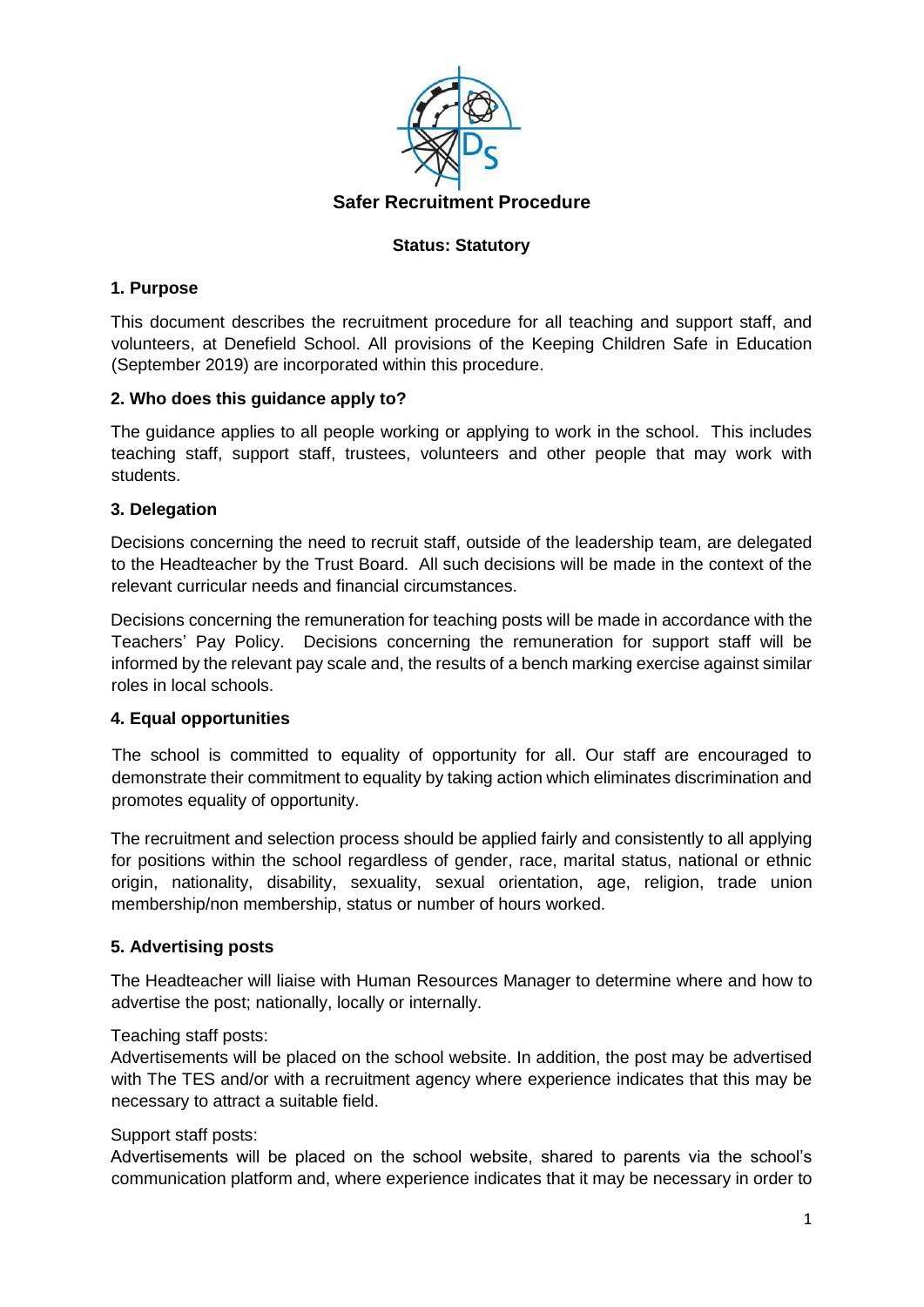# Safer Recruitment Procedure

**Status: Statutory**

## 1. Purpose

This document describes the recruitment procedure for all teaching and support staff, and volunteers, at Denefield School. All provisions of the Keeping Children Safe in Education (September 2019) are incorporated within this procedure.

## 2. Who does this guidance apply to?

The guidance applies to all people working or applying to work in the school. This includes teaching staff, support staff, trustees, volunteers and other people that may work with students.

## 3. Delegation

Decisions concerning the need to recruit staff, outside of the leadership team, are delegated to the Headteacher by the Trust Board. All such decisions will be made in the context of the relevant curricular needs and financial circumstances.

Decisions concerning the remuneration for teaching posts will be made in accordance with the Teachers' Pay Policy. Decisions concerning the remuneration for support staff will be informed by the relevant pay scale and, the results of a bench marking exercise against similar roles in local schools.

## 4. Equal opportunities

The school is committed to equality of opportunity for all. Our staff are encouraged to demonstrate their commitment to equality by taking action which eliminates discrimination and promotes equality of opportunity.

The recruitment and selection process should be applied fairly and consistently to all applying for positions within the school regardless of gender, race, marital status, national or ethnic origin, nationality, disability, sexuality, sexual orientation, age, religion, trade union membership/non membership, status or number of hours worked.

## 5. Advertising posts

The Headteacher will liaise with Human Resources Manager to determine where and how to advertise the post; nationally, locally or internally.

Teaching staff posts:
Advertisements will be placed on the school website. In addition, the post may be advertised with The TES and/or with a recruitment agency where experience indicates that this may be necessary to attract a suitable field.

Support staff posts:
Advertisements will be placed on the school website, shared to parents via the school's communication platform and, where experience indicates that it may be necessary in order to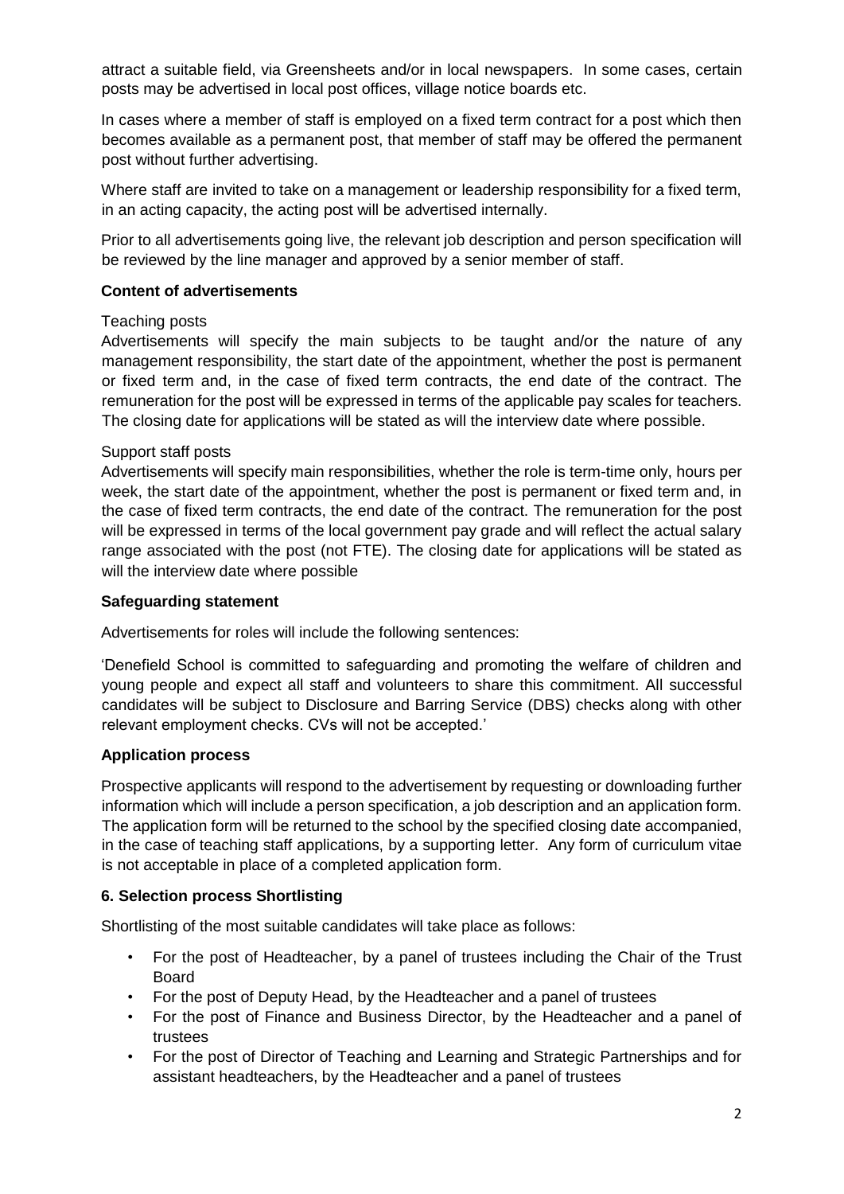attract a suitable field, via Greensheets and/or in local newspapers. In some cases, certain posts may be advertised in local post offices, village notice boards etc.

In cases where a member of staff is employed on a fixed term contract for a post which then becomes available as a permanent post, that member of staff may be offered the permanent post without further advertising.

Where staff are invited to take on a management or leadership responsibility for a fixed term, in an acting capacity, the acting post will be advertised internally.

Prior to all advertisements going live, the relevant job description and person specification will be reviewed by the line manager and approved by a senior member of staff.

**Content of advertisements**

Teaching posts

Advertisements will specify the main subjects to be taught and/or the nature of any management responsibility, the start date of the appointment, whether the post is permanent or fixed term and, in the case of fixed term contracts, the end date of the contract. The remuneration for the post will be expressed in terms of the applicable pay scales for teachers. The closing date for applications will be stated as will the interview date where possible.

Support staff posts

Advertisements will specify main responsibilities, whether the role is term-time only, hours per week, the start date of the appointment, whether the post is permanent or fixed term and, in the case of fixed term contracts, the end date of the contract. The remuneration for the post will be expressed in terms of the local government pay grade and will reflect the actual salary range associated with the post (not FTE). The closing date for applications will be stated as will the interview date where possible

**Safeguarding statement**

Advertisements for roles will include the following sentences:

'Denefield School is committed to safeguarding and promoting the welfare of children and young people and expect all staff and volunteers to share this commitment. All successful candidates will be subject to Disclosure and Barring Service (DBS) checks along with other relevant employment checks. CVs will not be accepted.'

**Application process**

Prospective applicants will respond to the advertisement by requesting or downloading further information which will include a person specification, a job description and an application form. The application form will be returned to the school by the specified closing date accompanied, in the case of teaching staff applications, by a supporting letter. Any form of curriculum vitae is not acceptable in place of a completed application form.

**6. Selection process Shortlisting**

Shortlisting of the most suitable candidates will take place as follows:

- For the post of Headteacher, by a panel of trustees including the Chair of the Trust Board
- For the post of Deputy Head, by the Headteacher and a panel of trustees
- For the post of Finance and Business Director, by the Headteacher and a panel of trustees
- For the post of Director of Teaching and Learning and Strategic Partnerships and for assistant headteachers, by the Headteacher and a panel of trustees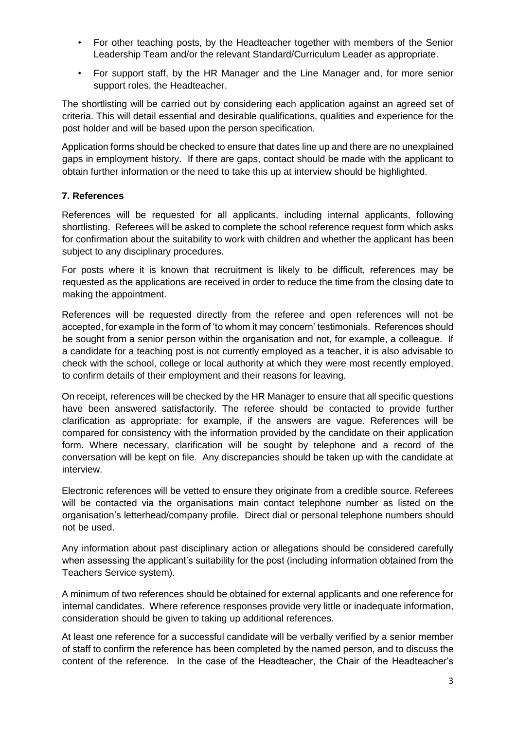- For other teaching posts, by the Headteacher together with members of the Senior Leadership Team and/or the relevant Standard/Curriculum Leader as appropriate.
- For support staff, by the HR Manager and the Line Manager and, for more senior support roles, the Headteacher.

The shortlisting will be carried out by considering each application against an agreed set of criteria. This will detail essential and desirable qualifications, qualities and experience for the post holder and will be based upon the person specification.

Application forms should be checked to ensure that dates line up and there are no unexplained gaps in employment history. If there are gaps, contact should be made with the applicant to obtain further information or the need to take this up at interview should be highlighted.

### 7. References

References will be requested for all applicants, including internal applicants, following shortlisting. Referees will be asked to complete the school reference request form which asks for confirmation about the suitability to work with children and whether the applicant has been subject to any disciplinary procedures.

For posts where it is known that recruitment is likely to be difficult, references may be requested as the applications are received in order to reduce the time from the closing date to making the appointment.

References will be requested directly from the referee and open references will not be accepted, for example in the form of 'to whom it may concern' testimonials. References should be sought from a senior person within the organisation and not, for example, a colleague. If a candidate for a teaching post is not currently employed as a teacher, it is also advisable to check with the school, college or local authority at which they were most recently employed, to confirm details of their employment and their reasons for leaving.

On receipt, references will be checked by the HR Manager to ensure that all specific questions have been answered satisfactorily. The referee should be contacted to provide further clarification as appropriate: for example, if the answers are vague. References will be compared for consistency with the information provided by the candidate on their application form. Where necessary, clarification will be sought by telephone and a record of the conversation will be kept on file. Any discrepancies should be taken up with the candidate at interview.

Electronic references will be vetted to ensure they originate from a credible source. Referees will be contacted via the organisations main contact telephone number as listed on the organisation's letterhead/company profile. Direct dial or personal telephone numbers should not be used.

Any information about past disciplinary action or allegations should be considered carefully when assessing the applicant's suitability for the post (including information obtained from the Teachers Service system).

A minimum of two references should be obtained for external applicants and one reference for internal candidates. Where reference responses provide very little or inadequate information, consideration should be given to taking up additional references.

At least one reference for a successful candidate will be verbally verified by a senior member of staff to confirm the reference has been completed by the named person, and to discuss the content of the reference. In the case of the Headteacher, the Chair of the Headteacher's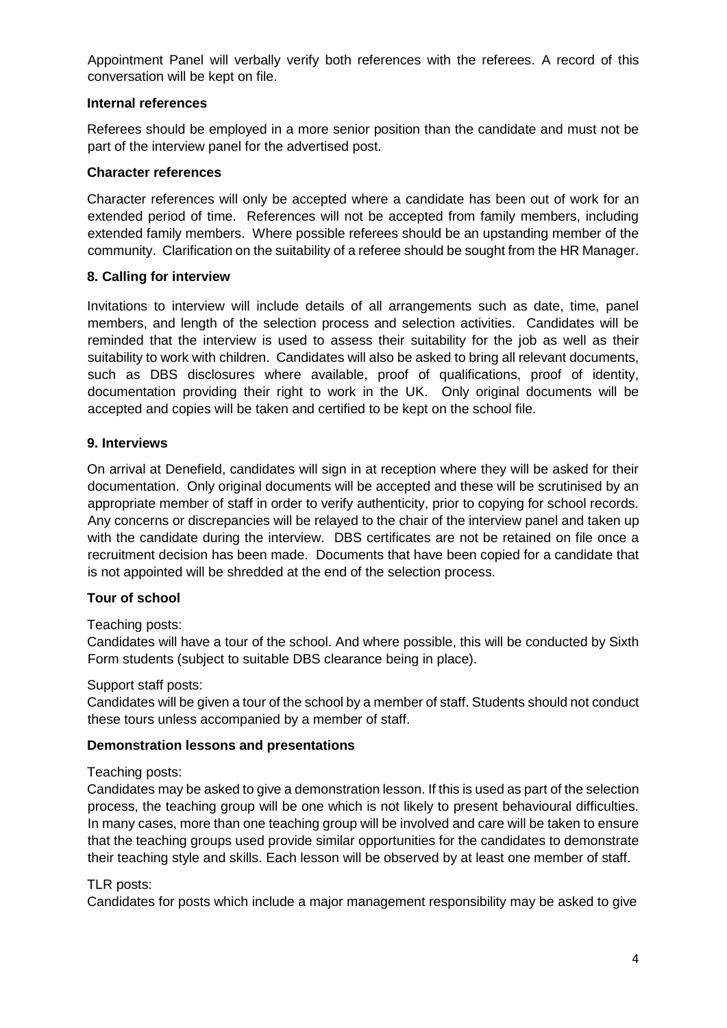Appointment Panel will verbally verify both references with the referees. A record of this conversation will be kept on file.

### Internal references

Referees should be employed in a more senior position than the candidate and must not be part of the interview panel for the advertised post.

### Character references

Character references will only be accepted where a candidate has been out of work for an extended period of time. References will not be accepted from family members, including extended family members. Where possible referees should be an upstanding member of the community. Clarification on the suitability of a referee should be sought from the HR Manager.

## 8. Calling for interview

Invitations to interview will include details of all arrangements such as date, time, panel members, and length of the selection process and selection activities. Candidates will be reminded that the interview is used to assess their suitability for the job as well as their suitability to work with children. Candidates will also be asked to bring all relevant documents, such as DBS disclosures where available, proof of qualifications, proof of identity, documentation providing their right to work in the UK. Only original documents will be accepted and copies will be taken and certified to be kept on the school file.

## 9. Interviews

On arrival at Denefield, candidates will sign in at reception where they will be asked for their documentation. Only original documents will be accepted and these will be scrutinised by an appropriate member of staff in order to verify authenticity, prior to copying for school records. Any concerns or discrepancies will be relayed to the chair of the interview panel and taken up with the candidate during the interview. DBS certificates are not be retained on file once a recruitment decision has been made. Documents that have been copied for a candidate that is not appointed will be shredded at the end of the selection process.

### Tour of school

Teaching posts:
Candidates will have a tour of the school. And where possible, this will be conducted by Sixth Form students (subject to suitable DBS clearance being in place).

Support staff posts:
Candidates will be given a tour of the school by a member of staff. Students should not conduct these tours unless accompanied by a member of staff.

### Demonstration lessons and presentations

Teaching posts:
Candidates may be asked to give a demonstration lesson. If this is used as part of the selection process, the teaching group will be one which is not likely to present behavioural difficulties. In many cases, more than one teaching group will be involved and care will be taken to ensure that the teaching groups used provide similar opportunities for the candidates to demonstrate their teaching style and skills. Each lesson will be observed by at least one member of staff.

TLR posts:
Candidates for posts which include a major management responsibility may be asked to give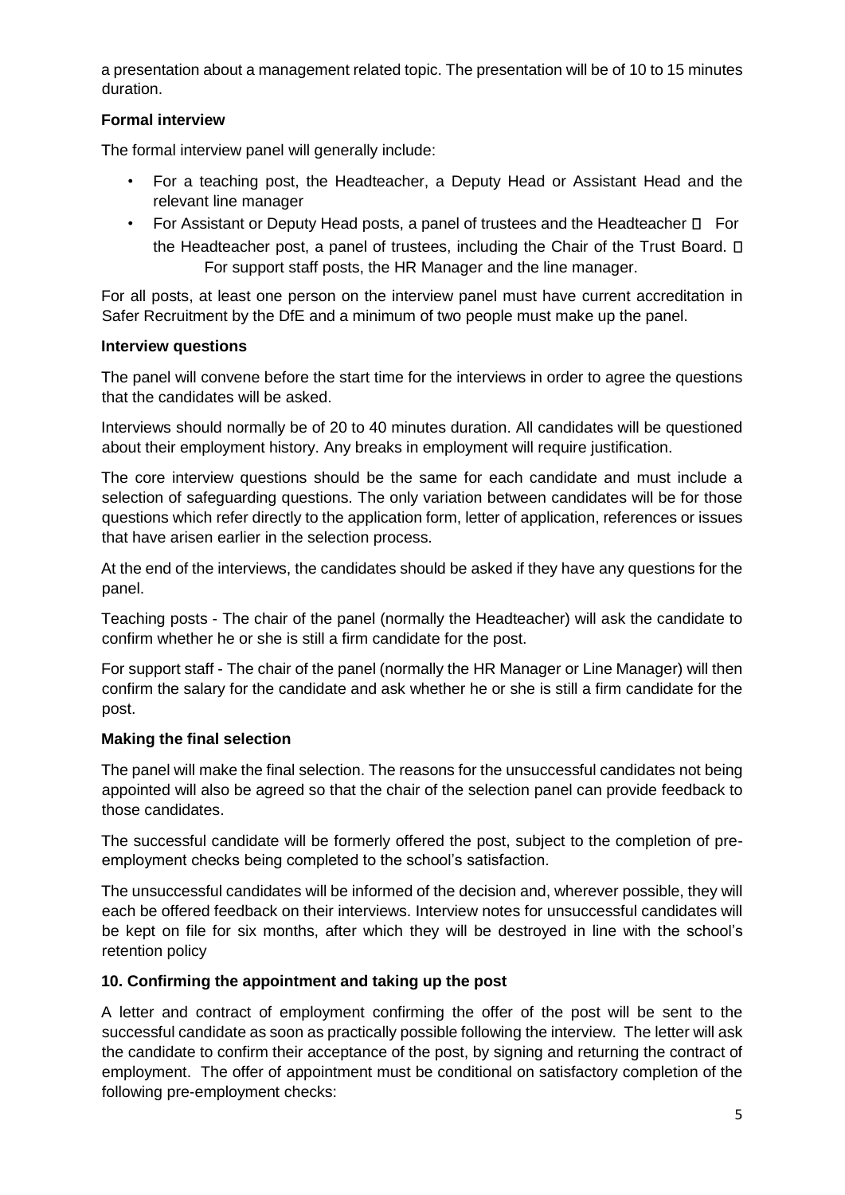a presentation about a management related topic. The presentation will be of 10 to 15 minutes duration.

**Formal interview**

The formal interview panel will generally include:

- For a teaching post, the Headteacher, a Deputy Head or Assistant Head and the relevant line manager
- For Assistant or Deputy Head posts, a panel of trustees and the Headteacher
- For the Headteacher post, a panel of trustees, including the Chair of the Trust Board.
- For support staff posts, the HR Manager and the line manager.

For all posts, at least one person on the interview panel must have current accreditation in Safer Recruitment by the DfE and a minimum of two people must make up the panel.

**Interview questions**

The panel will convene before the start time for the interviews in order to agree the questions that the candidates will be asked.

Interviews should normally be of 20 to 40 minutes duration. All candidates will be questioned about their employment history. Any breaks in employment will require justification.

The core interview questions should be the same for each candidate and must include a selection of safeguarding questions. The only variation between candidates will be for those questions which refer directly to the application form, letter of application, references or issues that have arisen earlier in the selection process.

At the end of the interviews, the candidates should be asked if they have any questions for the panel.

Teaching posts - The chair of the panel (normally the Headteacher) will ask the candidate to confirm whether he or she is still a firm candidate for the post.

For support staff - The chair of the panel (normally the HR Manager or Line Manager) will then confirm the salary for the candidate and ask whether he or she is still a firm candidate for the post.

**Making the final selection**

The panel will make the final selection. The reasons for the unsuccessful candidates not being appointed will also be agreed so that the chair of the selection panel can provide feedback to those candidates.

The successful candidate will be formerly offered the post, subject to the completion of pre-employment checks being completed to the school's satisfaction.

The unsuccessful candidates will be informed of the decision and, wherever possible, they will each be offered feedback on their interviews. Interview notes for unsuccessful candidates will be kept on file for six months, after which they will be destroyed in line with the school's retention policy

**10. Confirming the appointment and taking up the post**

A letter and contract of employment confirming the offer of the post will be sent to the successful candidate as soon as practically possible following the interview. The letter will ask the candidate to confirm their acceptance of the post, by signing and returning the contract of employment. The offer of appointment must be conditional on satisfactory completion of the following pre-employment checks: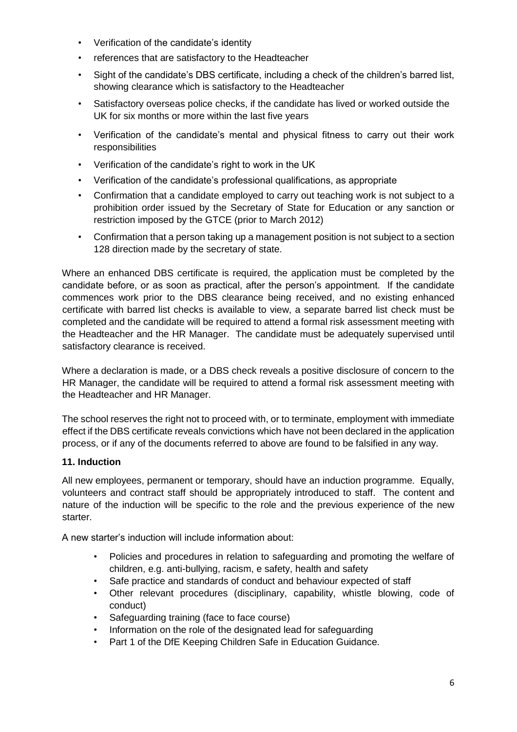- Verification of the candidate's identity
- references that are satisfactory to the Headteacher
- Sight of the candidate's DBS certificate, including a check of the children's barred list, showing clearance which is satisfactory to the Headteacher
- Satisfactory overseas police checks, if the candidate has lived or worked outside the UK for six months or more within the last five years
- Verification of the candidate's mental and physical fitness to carry out their work responsibilities
- Verification of the candidate's right to work in the UK
- Verification of the candidate's professional qualifications, as appropriate
- Confirmation that a candidate employed to carry out teaching work is not subject to a prohibition order issued by the Secretary of State for Education or any sanction or restriction imposed by the GTCE (prior to March 2012)
- Confirmation that a person taking up a management position is not subject to a section 128 direction made by the secretary of state.

Where an enhanced DBS certificate is required, the application must be completed by the candidate before, or as soon as practical, after the person's appointment. If the candidate commences work prior to the DBS clearance being received, and no existing enhanced certificate with barred list checks is available to view, a separate barred list check must be completed and the candidate will be required to attend a formal risk assessment meeting with the Headteacher and the HR Manager. The candidate must be adequately supervised until satisfactory clearance is received.

Where a declaration is made, or a DBS check reveals a positive disclosure of concern to the HR Manager, the candidate will be required to attend a formal risk assessment meeting with the Headteacher and HR Manager.

The school reserves the right not to proceed with, or to terminate, employment with immediate effect if the DBS certificate reveals convictions which have not been declared in the application process, or if any of the documents referred to above are found to be falsified in any way.

**11. Induction**

All new employees, permanent or temporary, should have an induction programme. Equally, volunteers and contract staff should be appropriately introduced to staff. The content and nature of the induction will be specific to the role and the previous experience of the new starter.

A new starter's induction will include information about:

- Policies and procedures in relation to safeguarding and promoting the welfare of children, e.g. anti-bullying, racism, e safety, health and safety
- Safe practice and standards of conduct and behaviour expected of staff
- Other relevant procedures (disciplinary, capability, whistle blowing, code of conduct)
- Safeguarding training (face to face course)
- Information on the role of the designated lead for safeguarding
- Part 1 of the DfE Keeping Children Safe in Education Guidance.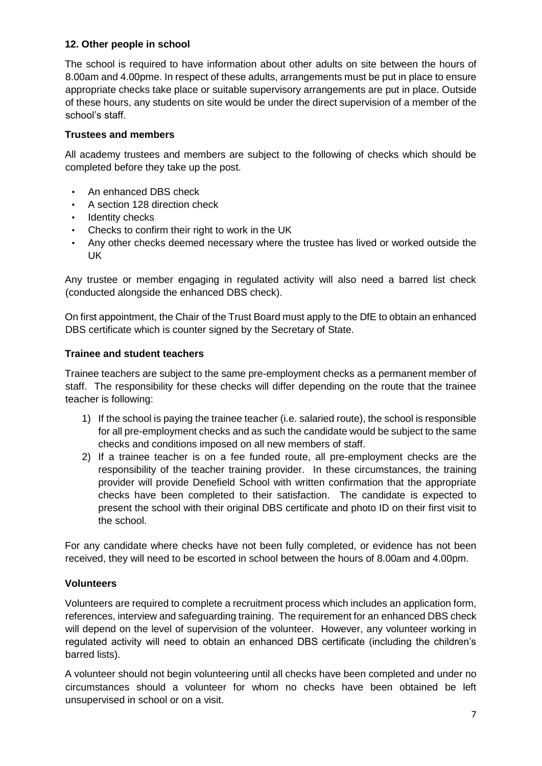## 12. Other people in school

The school is required to have information about other adults on site between the hours of 8.00am and 4.00pme. In respect of these adults, arrangements must be put in place to ensure appropriate checks take place or suitable supervisory arrangements are put in place. Outside of these hours, any students on site would be under the direct supervision of a member of the school's staff.

### Trustees and members

All academy trustees and members are subject to the following of checks which should be completed before they take up the post.

- An enhanced DBS check
- A section 128 direction check
- Identity checks
- Checks to confirm their right to work in the UK
- Any other checks deemed necessary where the trustee has lived or worked outside the UK

Any trustee or member engaging in regulated activity will also need a barred list check (conducted alongside the enhanced DBS check).

On first appointment, the Chair of the Trust Board must apply to the DfE to obtain an enhanced DBS certificate which is counter signed by the Secretary of State.

### Trainee and student teachers

Trainee teachers are subject to the same pre-employment checks as a permanent member of staff. The responsibility for these checks will differ depending on the route that the trainee teacher is following:

1) If the school is paying the trainee teacher (i.e. salaried route), the school is responsible for all pre-employment checks and as such the candidate would be subject to the same checks and conditions imposed on all new members of staff.
2) If a trainee teacher is on a fee funded route, all pre-employment checks are the responsibility of the teacher training provider. In these circumstances, the training provider will provide Denefield School with written confirmation that the appropriate checks have been completed to their satisfaction. The candidate is expected to present the school with their original DBS certificate and photo ID on their first visit to the school.

For any candidate where checks have not been fully completed, or evidence has not been received, they will need to be escorted in school between the hours of 8.00am and 4.00pm.

### Volunteers

Volunteers are required to complete a recruitment process which includes an application form, references, interview and safeguarding training. The requirement for an enhanced DBS check will depend on the level of supervision of the volunteer. However, any volunteer working in regulated activity will need to obtain an enhanced DBS certificate (including the children's barred lists).

A volunteer should not begin volunteering until all checks have been completed and under no circumstances should a volunteer for whom no checks have been obtained be left unsupervised in school or on a visit.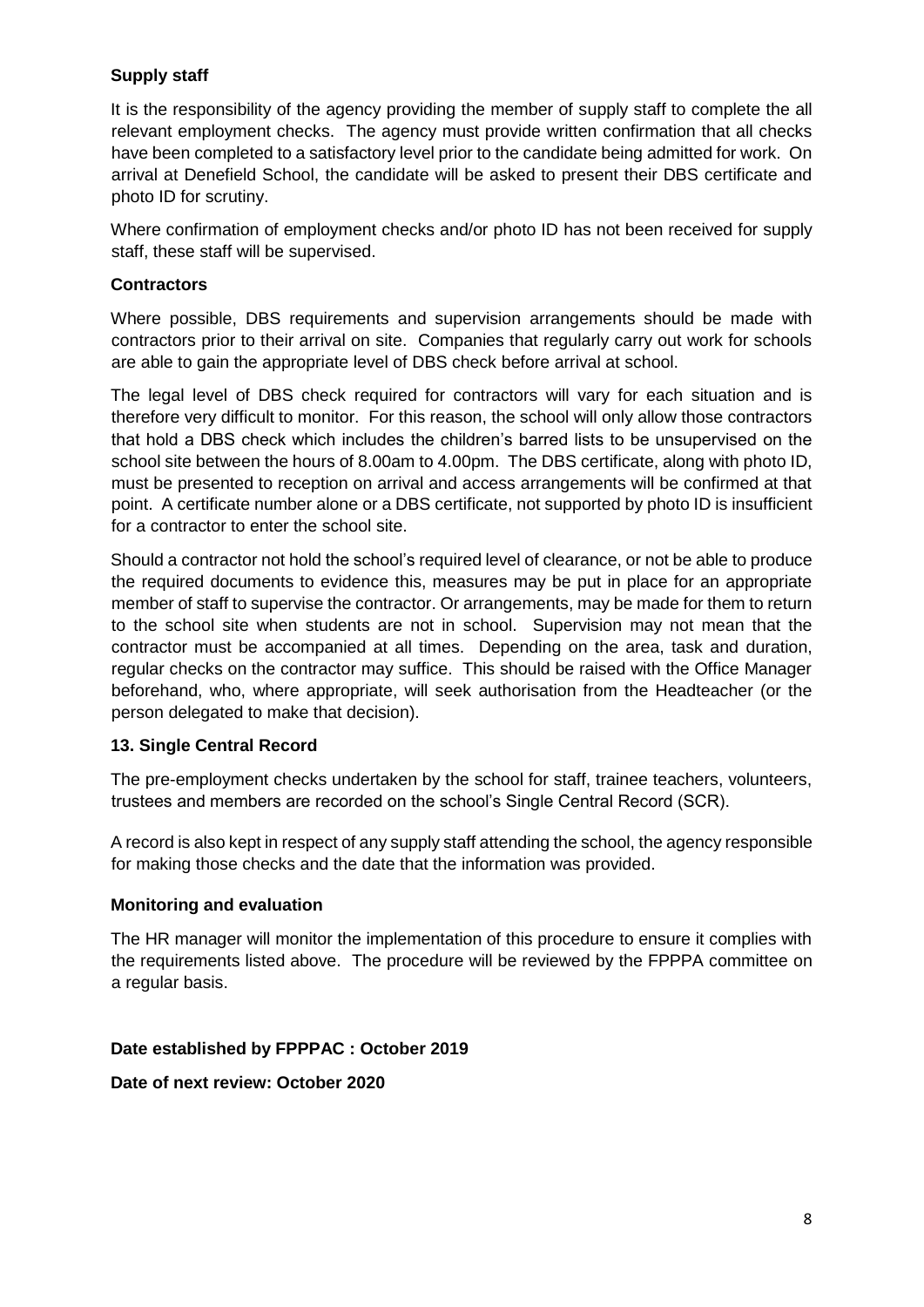**Supply staff**

It is the responsibility of the agency providing the member of supply staff to complete the all relevant employment checks. The agency must provide written confirmation that all checks have been completed to a satisfactory level prior to the candidate being admitted for work. On arrival at Denefield School, the candidate will be asked to present their DBS certificate and photo ID for scrutiny.

Where confirmation of employment checks and/or photo ID has not been received for supply staff, these staff will be supervised.

**Contractors**

Where possible, DBS requirements and supervision arrangements should be made with contractors prior to their arrival on site. Companies that regularly carry out work for schools are able to gain the appropriate level of DBS check before arrival at school.

The legal level of DBS check required for contractors will vary for each situation and is therefore very difficult to monitor. For this reason, the school will only allow those contractors that hold a DBS check which includes the children's barred lists to be unsupervised on the school site between the hours of 8.00am to 4.00pm. The DBS certificate, along with photo ID, must be presented to reception on arrival and access arrangements will be confirmed at that point. A certificate number alone or a DBS certificate, not supported by photo ID is insufficient for a contractor to enter the school site.

Should a contractor not hold the school's required level of clearance, or not be able to produce the required documents to evidence this, measures may be put in place for an appropriate member of staff to supervise the contractor. Or arrangements, may be made for them to return to the school site when students are not in school. Supervision may not mean that the contractor must be accompanied at all times. Depending on the area, task and duration, regular checks on the contractor may suffice. This should be raised with the Office Manager beforehand, who, where appropriate, will seek authorisation from the Headteacher (or the person delegated to make that decision).

## 13. Single Central Record

The pre-employment checks undertaken by the school for staff, trainee teachers, volunteers, trustees and members are recorded on the school's Single Central Record (SCR).

A record is also kept in respect of any supply staff attending the school, the agency responsible for making those checks and the date that the information was provided.

**Monitoring and evaluation**

The HR manager will monitor the implementation of this procedure to ensure it complies with the requirements listed above. The procedure will be reviewed by the FPPPA committee on a regular basis.

**Date established by FPPPAC : October 2019**

**Date of next review: October 2020**